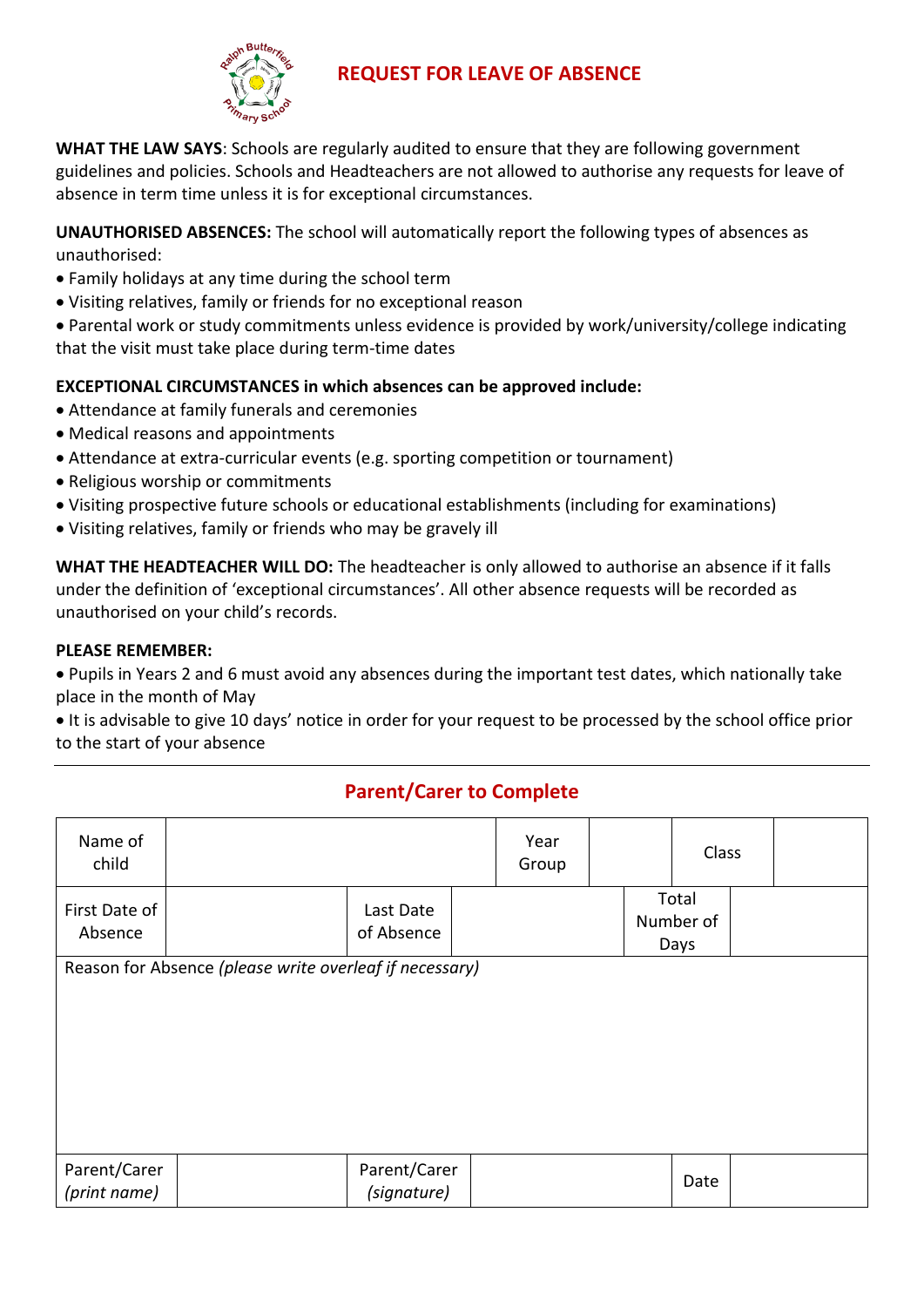# REQUEST FOR LEAVE OF ABSENCE

**WHAT THE LAW SAYS**: Schools are regularly audited to ensure that they are following government guidelines and policies. Schools and Headteachers are not allowed to authorise any requests for leave of absence in term time unless it is for exceptional circumstances.

**UNAUTHORISED ABSENCES:** The school will automatically report the following types of absences as unauthorised:

- Family holidays at any time during the school term
- Visiting relatives, family or friends for no exceptional reason
- Parental work or study commitments unless evidence is provided by work/university/college indicating that the visit must take place during term-time dates

**EXCEPTIONAL CIRCUMSTANCES in which absences can be approved include:**

- Attendance at family funerals and ceremonies
- Medical reasons and appointments
- Attendance at extra-curricular events (e.g. sporting competition or tournament)
- Religious worship or commitments
- Visiting prospective future schools or educational establishments (including for examinations)
- Visiting relatives, family or friends who may be gravely ill

**WHAT THE HEADTEACHER WILL DO:** The headteacher is only allowed to authorise an absence if it falls under the definition of 'exceptional circumstances'. All other absence requests will be recorded as unauthorised on your child's records.

**PLEASE REMEMBER:**

- Pupils in Years 2 and 6 must avoid any absences during the important test dates, which nationally take place in the month of May
- It is advisable to give 10 days' notice in order for your request to be processed by the school office prior to the start of your absence

---

## Parent/Carer to Complete

| Name of child | | Year Group | | Class | |
|---|---|---|---|---|---|
| First Date of Absence | | Last Date of Absence | | Total Number of Days | |
| Reason for Absence *(please write overleaf if necessary)* | | | | | |
| Parent/Carer *(print name)* | | Parent/Carer *(signature)* | | Date | |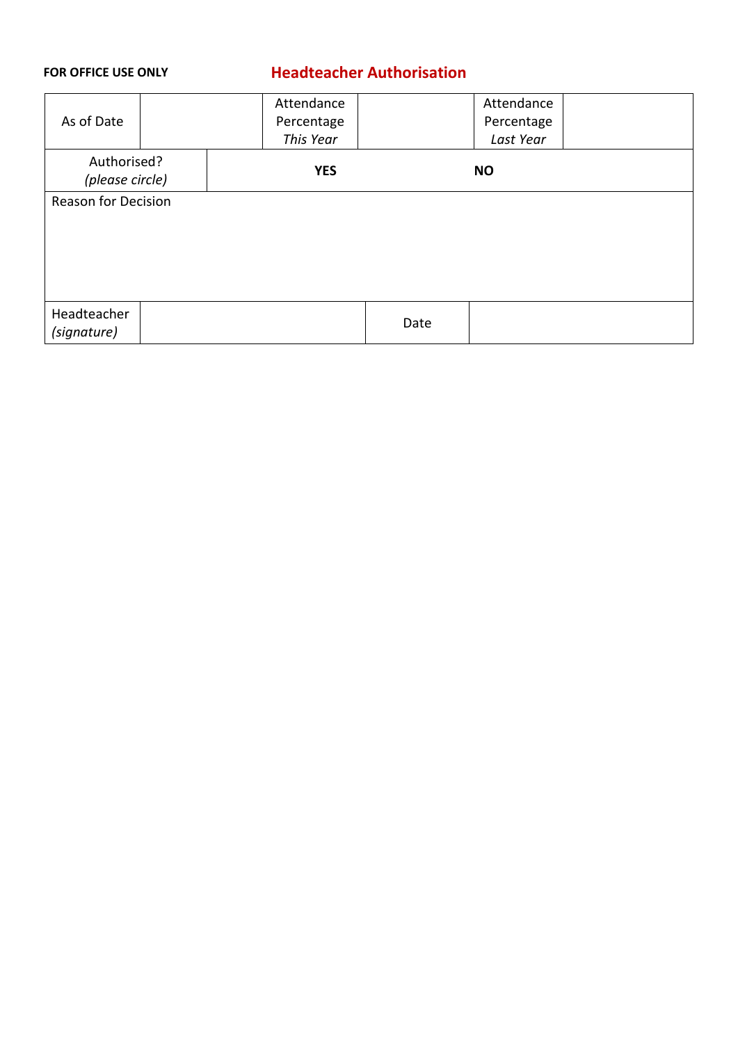**FOR OFFICE USE ONLY**

## Headteacher Authorisation

| | | | | | |
|---|---|---|---|---|---|
| As of Date | | Attendance Percentage *This Year* | | Attendance Percentage *Last Year* | |
| Authorised? *(please circle)* | **YES** | | **NO** | | |
| Reason for Decision | | | | | |
| Headteacher *(signature)* | | Date | | | |